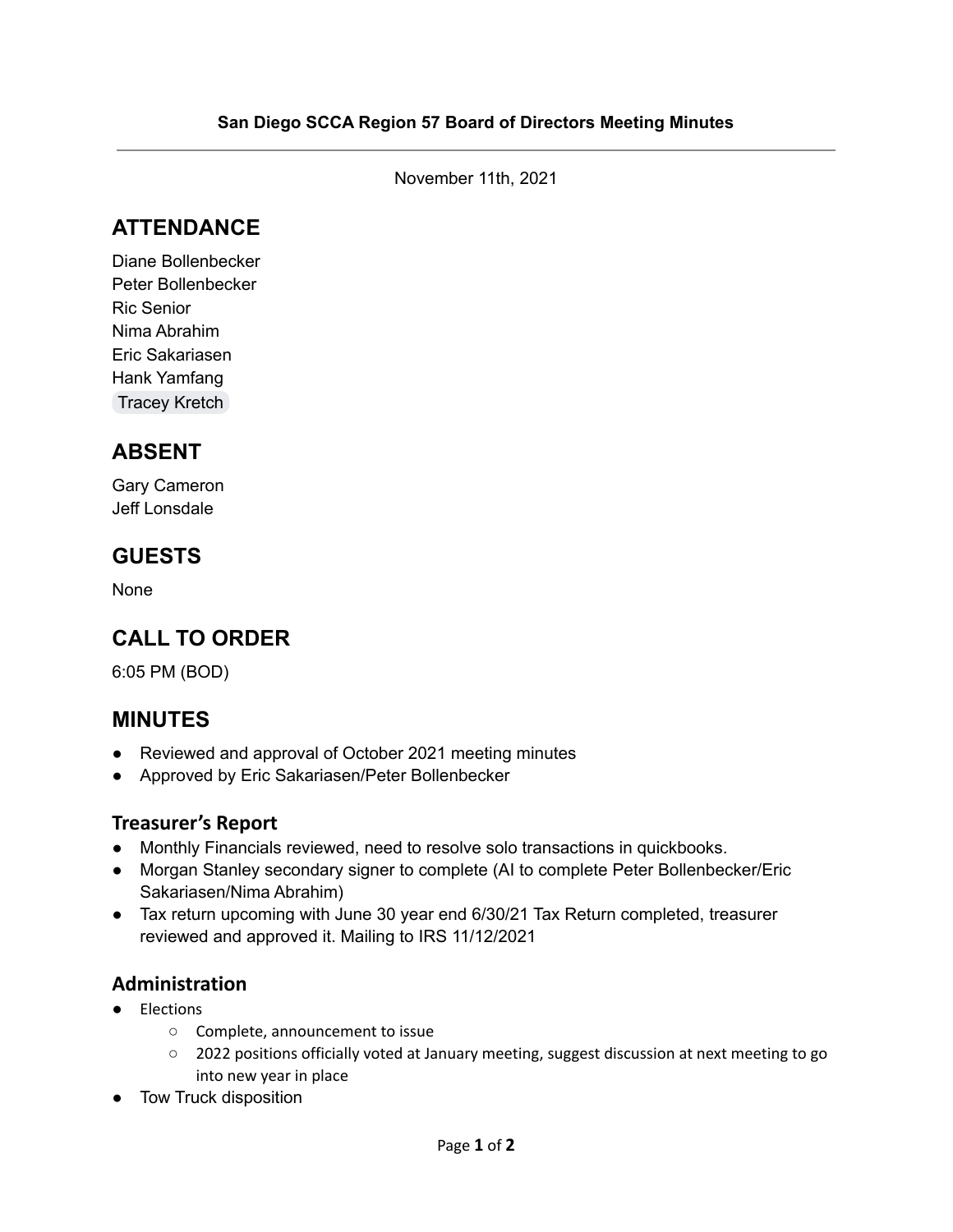**San Diego SCCA Region 57 Board of Directors Meeting Minutes**

---

November 11th, 2021

## ATTENDANCE

Diane Bollenbecker
Peter Bollenbecker
Ric Senior
Nima Abrahim
Eric Sakariasen
Hank Yamfang
Tracey Kretch

## ABSENT

Gary Cameron
Jeff Lonsdale

## GUESTS

None

## CALL TO ORDER

6:05 PM (BOD)

## MINUTES

- Reviewed and approval of October 2021 meeting minutes
- Approved by Eric Sakariasen/Peter Bollenbecker

### Treasurer's Report

- Monthly Financials reviewed, need to resolve solo transactions in quickbooks.
- Morgan Stanley secondary signer to complete (AI to complete Peter Bollenbecker/Eric Sakariasen/Nima Abrahim)
- Tax return upcoming with June 30 year end 6/30/21 Tax Return completed, treasurer reviewed and approved it. Mailing to IRS 11/12/2021

### Administration

- Elections
  - Complete, announcement to issue
  - 2022 positions officially voted at January meeting, suggest discussion at next meeting to go into new year in place
- Tow Truck disposition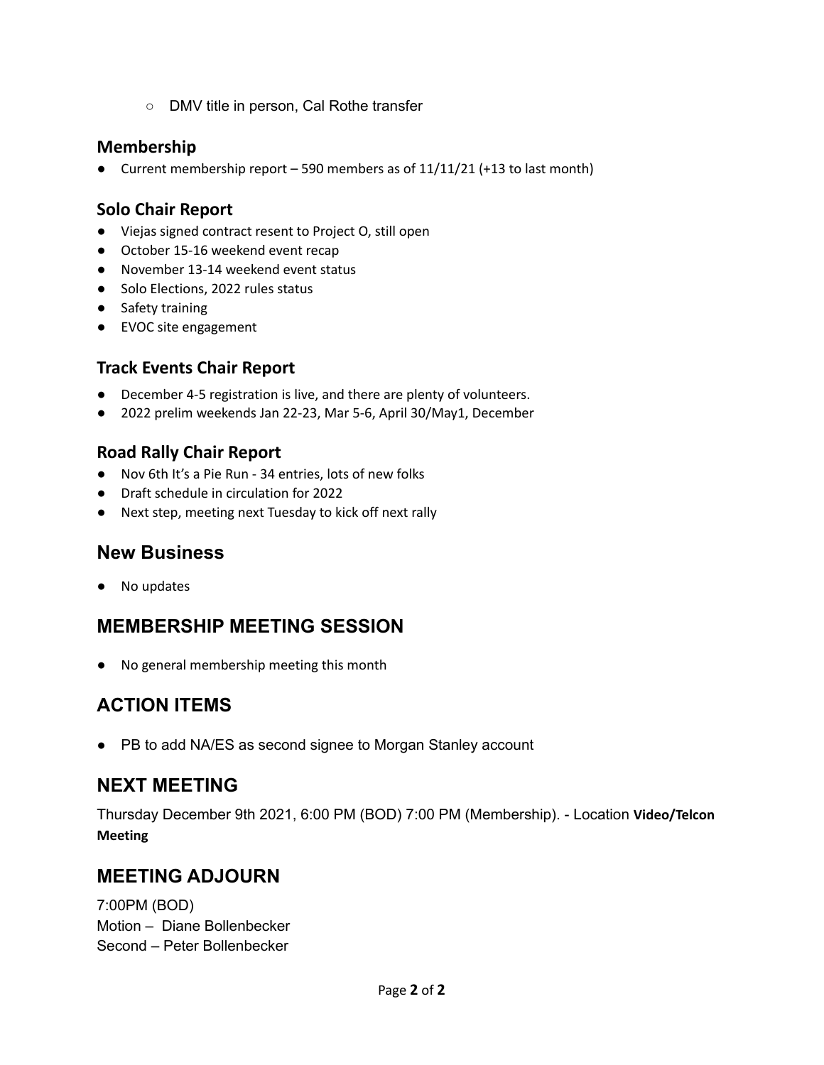- DMV title in person, Cal Rothe transfer

### Membership

- Current membership report – 590 members as of 11/11/21 (+13 to last month)

### Solo Chair Report

- Viejas signed contract resent to Project O, still open
- October 15-16 weekend event recap
- November 13-14 weekend event status
- Solo Elections, 2022 rules status
- Safety training
- EVOC site engagement

### Track Events Chair Report

- December 4-5 registration is live, and there are plenty of volunteers.
- 2022 prelim weekends Jan 22-23, Mar 5-6, April 30/May1, December

### Road Rally Chair Report

- Nov 6th It's a Pie Run - 34 entries, lots of new folks
- Draft schedule in circulation for 2022
- Next step, meeting next Tuesday to kick off next rally

## New Business

- No updates

## MEMBERSHIP MEETING SESSION

- No general membership meeting this month

## ACTION ITEMS

- PB to add NA/ES as second signee to Morgan Stanley account

## NEXT MEETING

Thursday December 9th 2021, 6:00 PM (BOD) 7:00 PM (Membership). - Location **Video/Telcon Meeting**

## MEETING ADJOURN

7:00PM (BOD)
Motion – Diane Bollenbecker
Second – Peter Bollenbecker